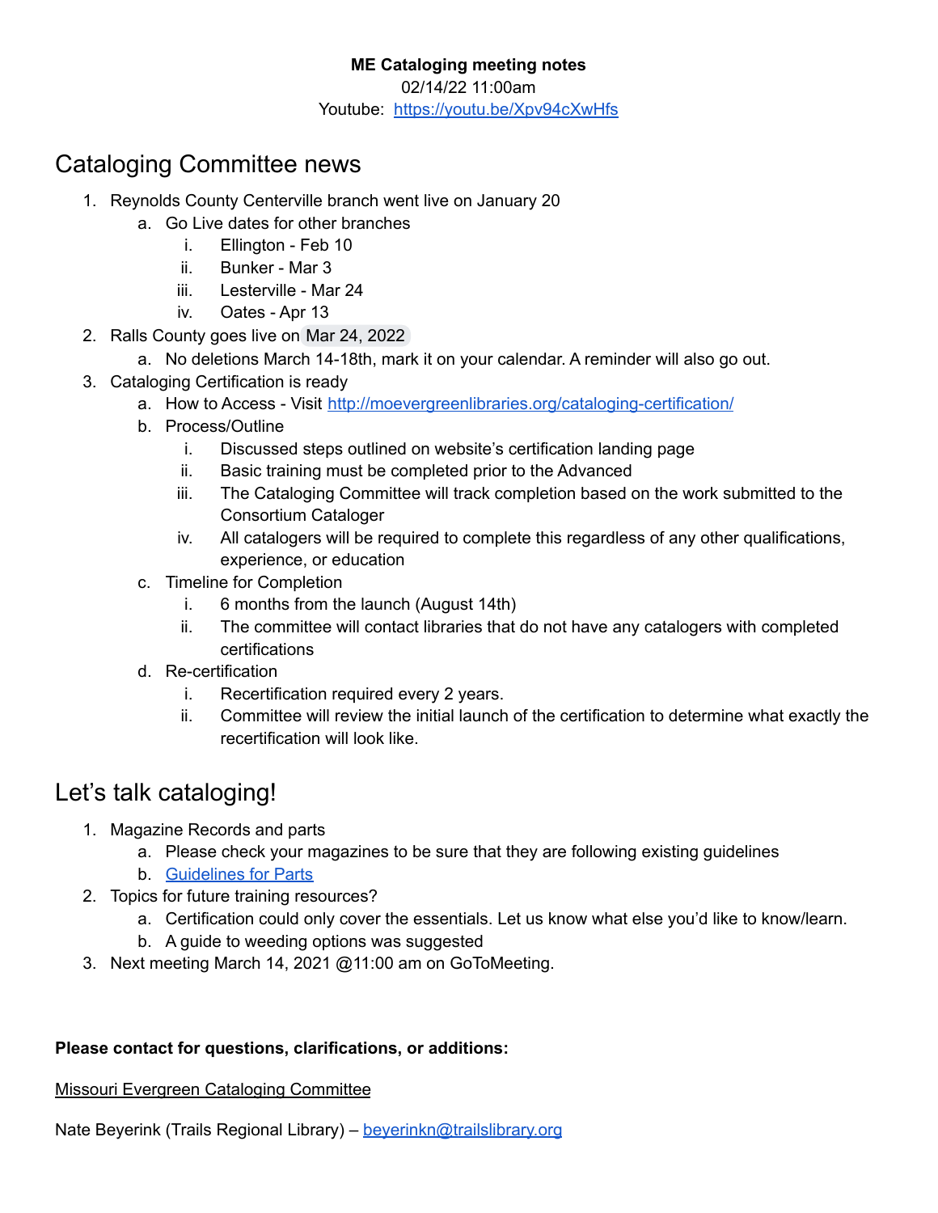**ME Cataloging meeting notes**

02/14/22 11:00am

Youtube: [https://youtu.be/Xpv94cXwHfs](https://youtu.be/Xpv94cXwHfs)

# Cataloging Committee news

1. Reynolds County Centerville branch went live on January 20
   a. Go Live dates for other branches
      i. Ellington - Feb 10
      ii. Bunker - Mar 3
      iii. Lesterville - Mar 24
      iv. Oates - Apr 13
2. Ralls County goes live on Mar 24, 2022
   a. No deletions March 14-18th, mark it on your calendar. A reminder will also go out.
3. Cataloging Certification is ready
   a. How to Access - Visit [http://moevergreenlibraries.org/cataloging-certification/](http://moevergreenlibraries.org/cataloging-certification/)
   b. Process/Outline
      i. Discussed steps outlined on website's certification landing page
      ii. Basic training must be completed prior to the Advanced
      iii. The Cataloging Committee will track completion based on the work submitted to the Consortium Cataloger
      iv. All catalogers will be required to complete this regardless of any other qualifications, experience, or education
   c. Timeline for Completion
      i. 6 months from the launch (August 14th)
      ii. The committee will contact libraries that do not have any catalogers with completed certifications
   d. Re-certification
      i. Recertification required every 2 years.
      ii. Committee will review the initial launch of the certification to determine what exactly the recertification will look like.

# Let's talk cataloging!

1. Magazine Records and parts
   a. Please check your magazines to be sure that they are following existing guidelines
   b. Guidelines for Parts
2. Topics for future training resources?
   a. Certification could only cover the essentials. Let us know what else you'd like to know/learn.
   b. A guide to weeding options was suggested
3. Next meeting March 14, 2021 @11:00 am on GoToMeeting.

**Please contact for questions, clarifications, or additions:**

Missouri Evergreen Cataloging Committee

Nate Beyerink (Trails Regional Library) – [beyerinkn@trailslibrary.org](mailto:beyerinkn@trailslibrary.org)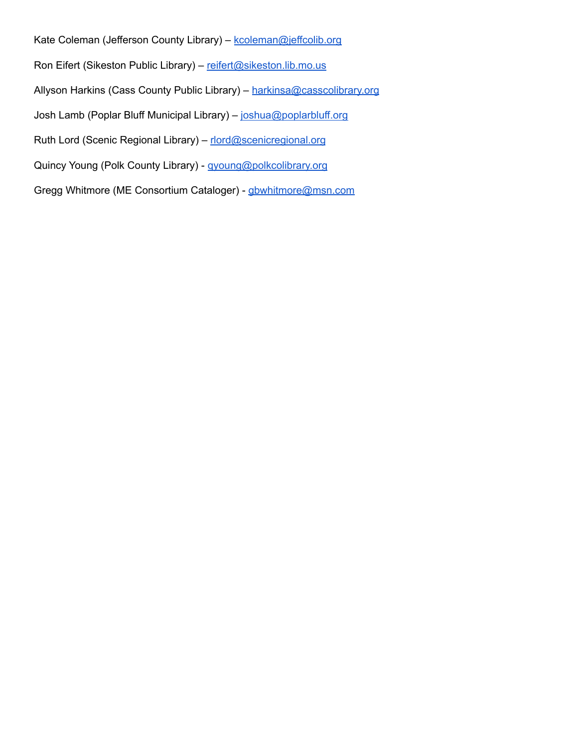Kate Coleman (Jefferson County Library) – kcoleman@jeffcolib.org

Ron Eifert (Sikeston Public Library) – reifert@sikeston.lib.mo.us

Allyson Harkins (Cass County Public Library) – harkinsa@casscolibrary.org

Josh Lamb (Poplar Bluff Municipal Library) – joshua@poplarbluff.org

Ruth Lord (Scenic Regional Library) – rlord@scenicregional.org

Quincy Young (Polk County Library) - qyoung@polkcolibrary.org

Gregg Whitmore (ME Consortium Cataloger) - gbwhitmore@msn.com